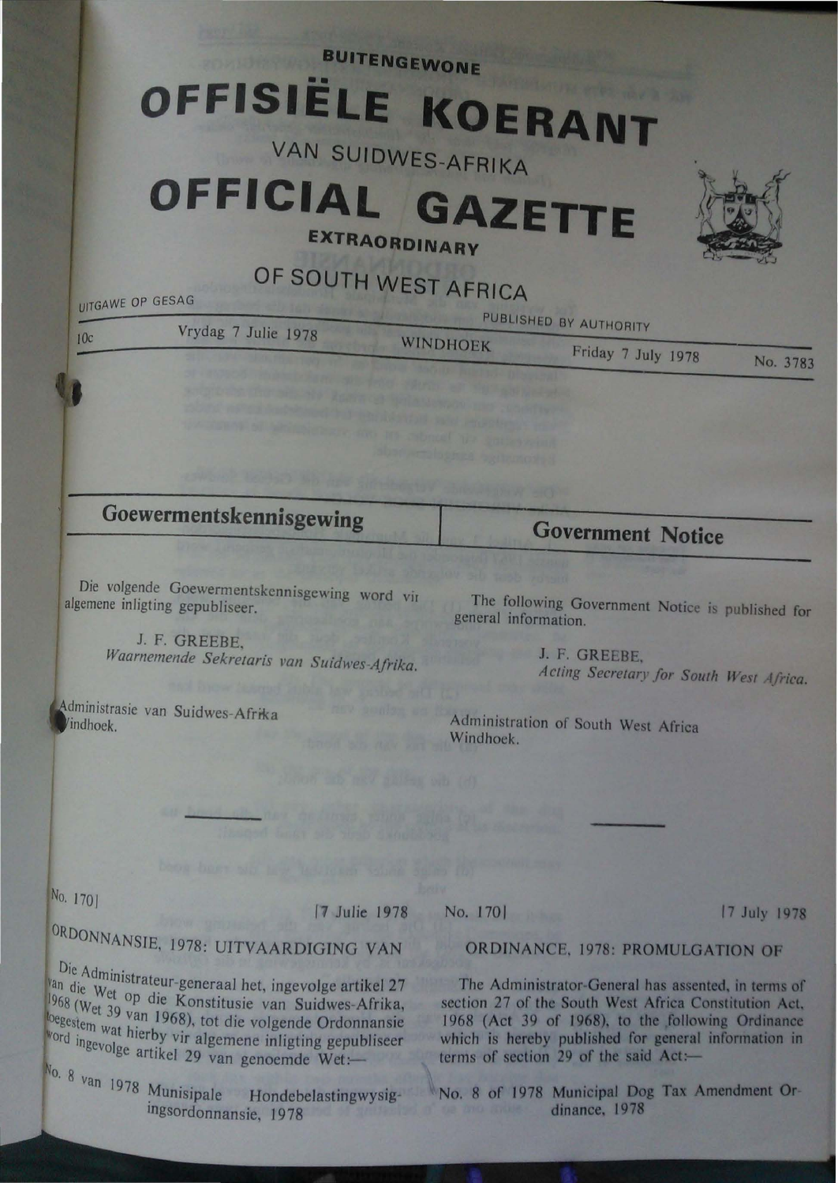BUITENGEWONE

# OFFISIËLE KOERANT

VAN SUIDWES-AFRIKA

# OFFICIAL GAZETTE

EXTRAORDINARY

OF SOUTH WEST AFRICA

UITGAWE OP GESAG — PUBLISHED BY AUTHORITY

10c — Vrydag 7 Julie 1978 — WINDHOEK — Friday 7 July 1978 — No. 3783

## Goewermentskennisgewing

Die volgende Goewermentskennisgewing word vir algemene inligting gepubliseer.

J. F. GREEBE,
*Waarnemende Sekretaris van Suidwes-Afrika.*

Administrasie van Suidwes-Afrika
Windhoek.

---

No. 170] [7 Julie 1978

ORDONNANSIE, 1978: UITVAARDIGING VAN

Die Administrateur-generaal het, ingevolge artikel 27 van die Wet op die Konstitusie van Suidwes-Afrika, 1968 (Wet 39 van 1968), tot die volgende Ordonnansie toegestem wat hierby vir algemene inligting gepubliseer word ingevolge artikel 29 van genoemde Wet:—

No. 8 van 1978 Munisipale Hondebelastingwysigingsordonnansie, 1978

## Government Notice

The following Government Notice is published for general information.

J. F. GREEBE,
*Acting Secretary for South West Africa.*

Administration of South West Africa
Windhoek.

---

No. 170] [7 July 1978

ORDINANCE, 1978: PROMULGATION OF

The Administrator-General has assented, in terms of section 27 of the South West Africa Constitution Act, 1968 (Act 39 of 1968), to the following Ordinance which is hereby published for general information in terms of section 29 of the said Act:—

No. 8 of 1978 Municipal Dog Tax Amendment Ordinance, 1978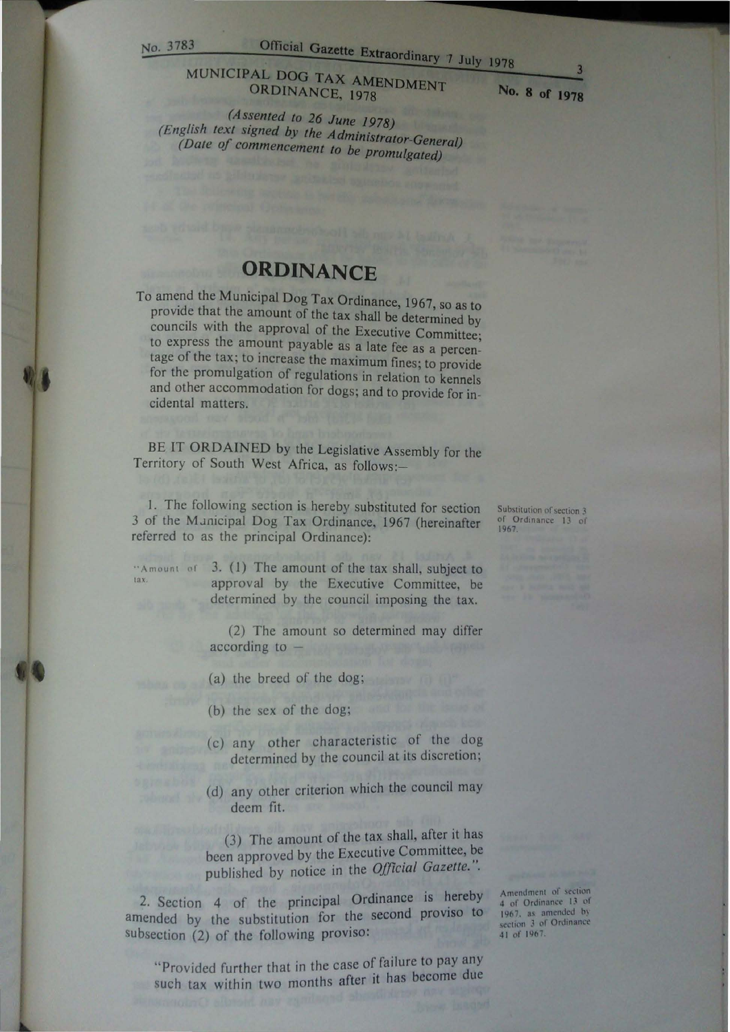MUNICIPAL DOG TAX AMENDMENT ORDINANCE, 1978

No. 8 of 1978

*(Assented to 26 June 1978)*
*(English text signed by the Administrator-General)*
*(Date of commencement to be promulgated)*

# ORDINANCE

To amend the Municipal Dog Tax Ordinance, 1967, so as to provide that the amount of the tax shall be determined by councils with the approval of the Executive Committee; to express the amount payable as a late fee as a percentage of the tax; to increase the maximum fines; to provide for the promulgation of regulations in relation to kennels and other accommodation for dogs; and to provide for incidental matters.

BE IT ORDAINED by the Legislative Assembly for the Territory of South West Africa, as follows:—

Substitution of section 3 of Ordinance 13 of 1967.

1. The following section is hereby substituted for section 3 of the Municipal Dog Tax Ordinance, 1967 (hereinafter referred to as the principal Ordinance):

"Amount of tax.

3. (1) The amount of the tax shall, subject to approval by the Executive Committee, be determined by the council imposing the tax.

(2) The amount so determined may differ according to —

(a) the breed of the dog;

(b) the sex of the dog;

(c) any other characteristic of the dog determined by the council at its discretion;

(d) any other criterion which the council may deem fit.

(3) The amount of the tax shall, after it has been approved by the Executive Committee, be published by notice in the *Official Gazette*.".

Amendment of section 4 of Ordinance 13 of 1967, as amended by section 3 of Ordinance 41 of 1967.

2. Section 4 of the principal Ordinance is hereby amended by the substitution for the second proviso to subsection (2) of the following proviso:

"Provided further that in the case of failure to pay any such tax within two months after it has become due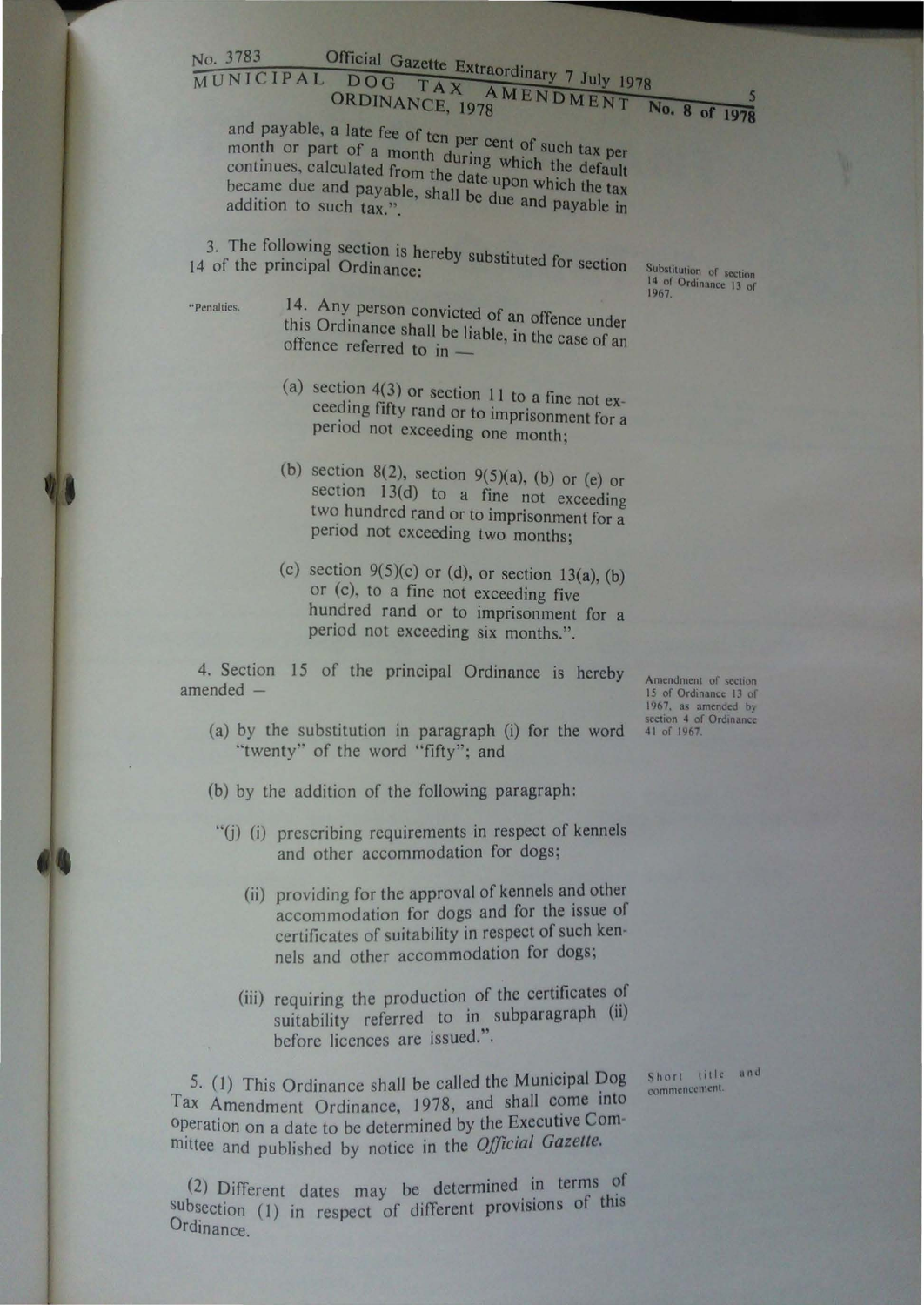and payable, a late fee of ten per cent of such tax per month or part of a month during which the default continues, calculated from the date upon which the tax became due and payable, shall be due and payable in addition to such tax.".

3. The following section is hereby substituted for section 14 of the principal Ordinance:

Substitution of section 14 of Ordinance 13 of 1967.

"Penalties.

14. Any person convicted of an offence under this Ordinance shall be liable, in the case of an offence referred to in —

(a) section 4(3) or section 11 to a fine not exceeding fifty rand or to imprisonment for a period not exceeding one month;

(b) section 8(2), section 9(5)(a), (b) or (e) or section 13(d) to a fine not exceeding two hundred rand or to imprisonment for a period not exceeding two months;

(c) section 9(5)(c) or (d), or section 13(a), (b) or (c), to a fine not exceeding five hundred rand or to imprisonment for a period not exceeding six months.".

4. Section 15 of the principal Ordinance is hereby amended —

Amendment of section 15 of Ordinance 13 of 1967, as amended by section 4 of Ordinance 41 of 1967.

(a) by the substitution in paragraph (i) for the word "twenty" of the word "fifty"; and

(b) by the addition of the following paragraph:

"(j) (i) prescribing requirements in respect of kennels and other accommodation for dogs;

(ii) providing for the approval of kennels and other accommodation for dogs and for the issue of certificates of suitability in respect of such kennels and other accommodation for dogs;

(iii) requiring the production of the certificates of suitability referred to in subparagraph (ii) before licences are issued.".

5. (1) This Ordinance shall be called the Municipal Dog Tax Amendment Ordinance, 1978, and shall come into operation on a date to be determined by the Executive Committee and published by notice in the *Official Gazette*.

Short title and commencement.

(2) Different dates may be determined in terms of subsection (1) in respect of different provisions of this Ordinance.